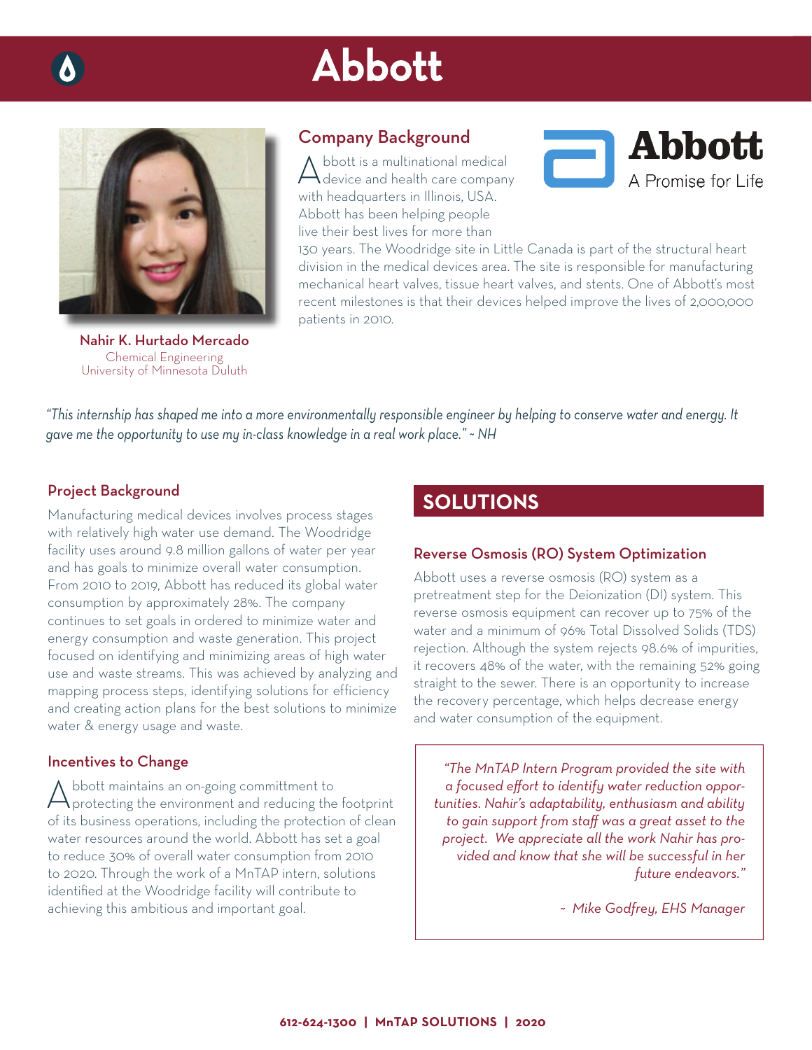# Abbott

## Company Background

Abbott is a multinational medical device and health care company with headquarters in Illinois, USA. Abbott has been helping people live their best lives for more than 130 years. The Woodridge site in Little Canada is part of the structural heart division in the medical devices area. The site is responsible for manufacturing mechanical heart valves, tissue heart valves, and stents. One of Abbott's most recent milestones is that their devices helped improve the lives of 2,000,000 patients in 2010.

**Abbott**
A Promise for Life

**Nahir K. Hurtado Mercado**
Chemical Engineering
University of Minnesota Duluth

*"This internship has shaped me into a more environmentally responsible engineer by helping to conserve water and energy. It gave me the opportunity to use my in-class knowledge in a real work place." ~ NH*

## Project Background

Manufacturing medical devices involves process stages with relatively high water use demand. The Woodridge facility uses around 9.8 million gallons of water per year and has goals to minimize overall water consumption. From 2010 to 2019, Abbott has reduced its global water consumption by approximately 28%. The company continues to set goals in ordered to minimize water and energy consumption and waste generation. This project focused on identifying and minimizing areas of high water use and waste streams. This was achieved by analyzing and mapping process steps, identifying solutions for efficiency and creating action plans for the best solutions to minimize water & energy usage and waste.

## Incentives to Change

Abbott maintains an on-going committment to protecting the environment and reducing the footprint of its business operations, including the protection of clean water resources around the world. Abbott has set a goal to reduce 30% of overall water consumption from 2010 to 2020. Through the work of a MnTAP intern, solutions identified at the Woodridge facility will contribute to achieving this ambitious and important goal.

## SOLUTIONS

### Reverse Osmosis (RO) System Optimization

Abbott uses a reverse osmosis (RO) system as a pretreatment step for the Deionization (DI) system. This reverse osmosis equipment can recover up to 75% of the water and a minimum of 96% Total Dissolved Solids (TDS) rejection. Although the system rejects 98.6% of impurities, it recovers 48% of the water, with the remaining 52% going straight to the sewer. There is an opportunity to increase the recovery percentage, which helps decrease energy and water consumption of the equipment.

> *"The MnTAP Intern Program provided the site with a focused effort to identify water reduction opportunities. Nahir's adaptability, enthusiasm and ability to gain support from staff was a great asset to the project. We appreciate all the work Nahir has provided and know that she will be successful in her future endeavors."*
>
> *~ Mike Godfrey, EHS Manager*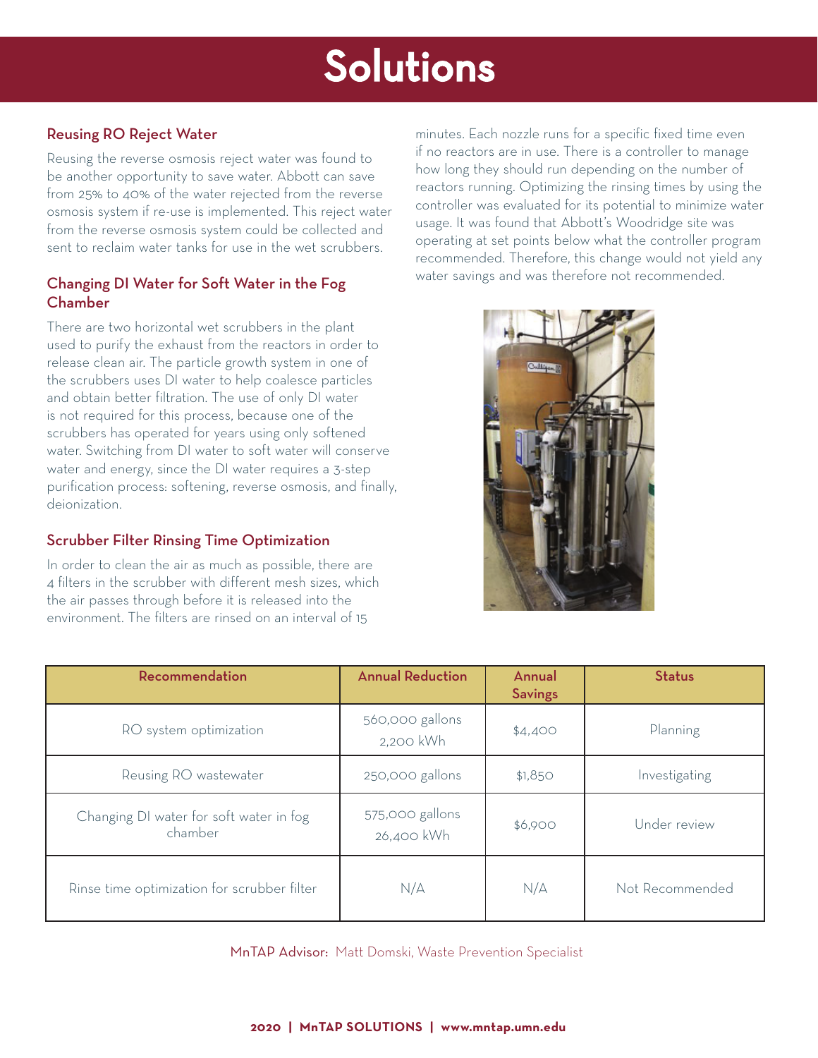# Solutions

### Reusing RO Reject Water

Reusing the reverse osmosis reject water was found to be another opportunity to save water. Abbott can save from 25% to 40% of the water rejected from the reverse osmosis system if re-use is implemented. This reject water from the reverse osmosis system could be collected and sent to reclaim water tanks for use in the wet scrubbers.

### Changing DI Water for Soft Water in the Fog Chamber

There are two horizontal wet scrubbers in the plant used to purify the exhaust from the reactors in order to release clean air. The particle growth system in one of the scrubbers uses DI water to help coalesce particles and obtain better filtration. The use of only DI water is not required for this process, because one of the scrubbers has operated for years using only softened water. Switching from DI water to soft water will conserve water and energy, since the DI water requires a 3-step purification process: softening, reverse osmosis, and finally, deionization.

### Scrubber Filter Rinsing Time Optimization

In order to clean the air as much as possible, there are 4 filters in the scrubber with different mesh sizes, which the air passes through before it is released into the environment. The filters are rinsed on an interval of 15 minutes. Each nozzle runs for a specific fixed time even if no reactors are in use. There is a controller to manage how long they should run depending on the number of reactors running. Optimizing the rinsing times by using the controller was evaluated for its potential to minimize water usage. It was found that Abbott's Woodridge site was operating at set points below what the controller program recommended. Therefore, this change would not yield any water savings and was therefore not recommended.

| Recommendation | Annual Reduction | Annual Savings | Status |
|---|---|---|---|
| RO system optimization | 560,000 gallons<br>2,200 kWh | $4,400 | Planning |
| Reusing RO wastewater | 250,000 gallons | $1,850 | Investigating |
| Changing DI water for soft water in fog chamber | 575,000 gallons<br>26,400 kWh | $6,900 | Under review |
| Rinse time optimization for scrubber filter | N/A | N/A | Not Recommended |

MnTAP Advisor: Matt Domski, Waste Prevention Specialist